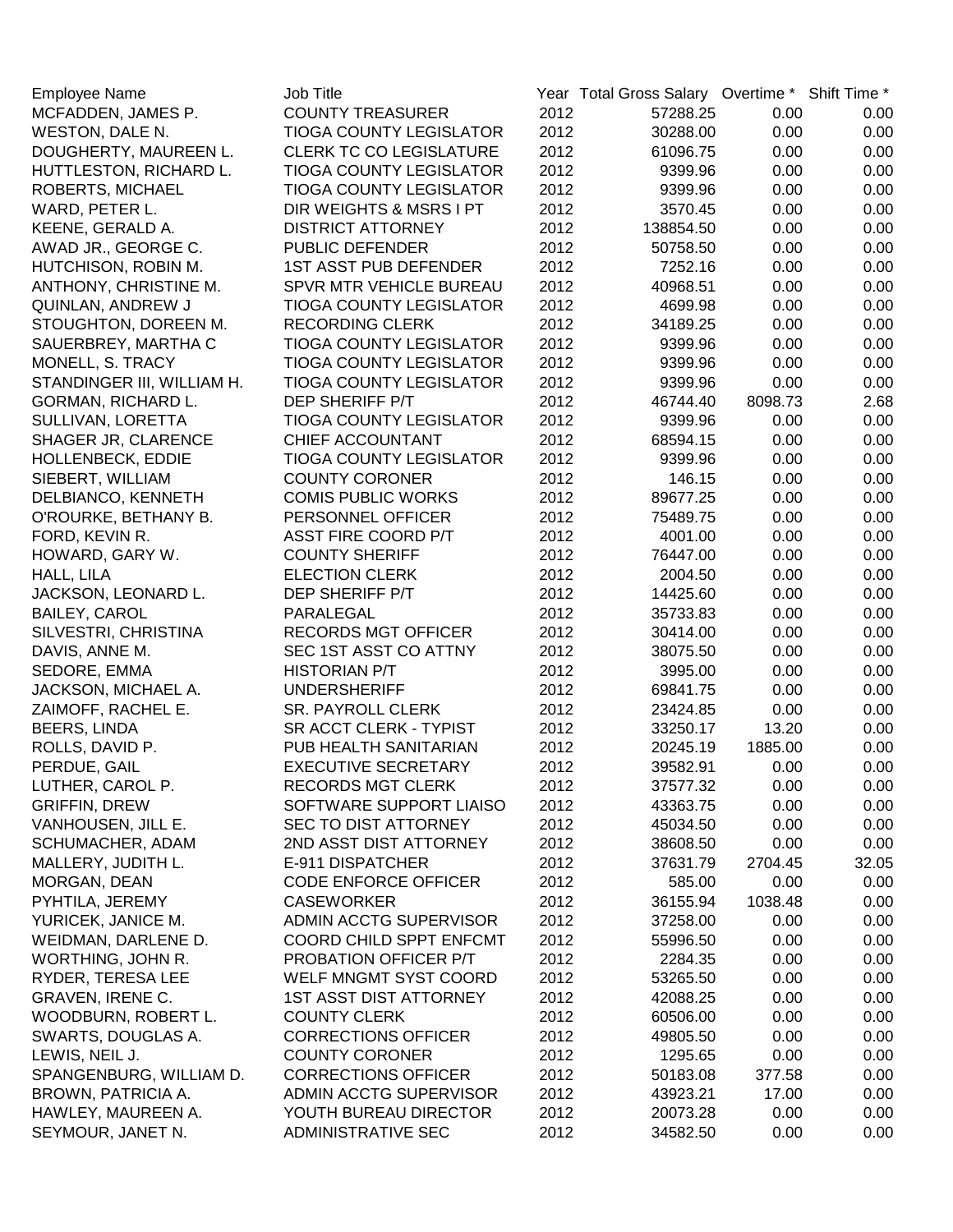| Employee Name | Job Title | Year | Total Gross Salary | Overtime * | Shift Time * |
|---|---|---|---|---|---|
| MCFADDEN, JAMES P. | COUNTY TREASURER | 2012 | 57288.25 | 0.00 | 0.00 |
| WESTON, DALE N. | TIOGA COUNTY LEGISLATOR | 2012 | 30288.00 | 0.00 | 0.00 |
| DOUGHERTY, MAUREEN L. | CLERK TC CO LEGISLATURE | 2012 | 61096.75 | 0.00 | 0.00 |
| HUTTLESTON, RICHARD L. | TIOGA COUNTY LEGISLATOR | 2012 | 9399.96 | 0.00 | 0.00 |
| ROBERTS, MICHAEL | TIOGA COUNTY LEGISLATOR | 2012 | 9399.96 | 0.00 | 0.00 |
| WARD, PETER L. | DIR WEIGHTS & MSRS I PT | 2012 | 3570.45 | 0.00 | 0.00 |
| KEENE, GERALD A. | DISTRICT ATTORNEY | 2012 | 138854.50 | 0.00 | 0.00 |
| AWAD JR., GEORGE C. | PUBLIC DEFENDER | 2012 | 50758.50 | 0.00 | 0.00 |
| HUTCHISON, ROBIN M. | 1ST ASST PUB DEFENDER | 2012 | 7252.16 | 0.00 | 0.00 |
| ANTHONY, CHRISTINE M. | SPVR MTR VEHICLE BUREAU | 2012 | 40968.51 | 0.00 | 0.00 |
| QUINLAN, ANDREW J | TIOGA COUNTY LEGISLATOR | 2012 | 4699.98 | 0.00 | 0.00 |
| STOUGHTON, DOREEN M. | RECORDING CLERK | 2012 | 34189.25 | 0.00 | 0.00 |
| SAUERBREY, MARTHA C | TIOGA COUNTY LEGISLATOR | 2012 | 9399.96 | 0.00 | 0.00 |
| MONELL, S. TRACY | TIOGA COUNTY LEGISLATOR | 2012 | 9399.96 | 0.00 | 0.00 |
| STANDINGER III, WILLIAM H. | TIOGA COUNTY LEGISLATOR | 2012 | 9399.96 | 0.00 | 0.00 |
| GORMAN, RICHARD L. | DEP SHERIFF P/T | 2012 | 46744.40 | 8098.73 | 2.68 |
| SULLIVAN, LORETTA | TIOGA COUNTY LEGISLATOR | 2012 | 9399.96 | 0.00 | 0.00 |
| SHAGER JR, CLARENCE | CHIEF ACCOUNTANT | 2012 | 68594.15 | 0.00 | 0.00 |
| HOLLENBECK, EDDIE | TIOGA COUNTY LEGISLATOR | 2012 | 9399.96 | 0.00 | 0.00 |
| SIEBERT, WILLIAM | COUNTY CORONER | 2012 | 146.15 | 0.00 | 0.00 |
| DELBIANCO, KENNETH | COMIS PUBLIC WORKS | 2012 | 89677.25 | 0.00 | 0.00 |
| O'ROURKE, BETHANY B. | PERSONNEL OFFICER | 2012 | 75489.75 | 0.00 | 0.00 |
| FORD, KEVIN R. | ASST FIRE COORD P/T | 2012 | 4001.00 | 0.00 | 0.00 |
| HOWARD, GARY W. | COUNTY SHERIFF | 2012 | 76447.00 | 0.00 | 0.00 |
| HALL, LILA | ELECTION CLERK | 2012 | 2004.50 | 0.00 | 0.00 |
| JACKSON, LEONARD L. | DEP SHERIFF P/T | 2012 | 14425.60 | 0.00 | 0.00 |
| BAILEY, CAROL | PARALEGAL | 2012 | 35733.83 | 0.00 | 0.00 |
| SILVESTRI, CHRISTINA | RECORDS MGT OFFICER | 2012 | 30414.00 | 0.00 | 0.00 |
| DAVIS, ANNE M. | SEC 1ST ASST CO ATTNY | 2012 | 38075.50 | 0.00 | 0.00 |
| SEDORE, EMMA | HISTORIAN P/T | 2012 | 3995.00 | 0.00 | 0.00 |
| JACKSON, MICHAEL A. | UNDERSHERIFF | 2012 | 69841.75 | 0.00 | 0.00 |
| ZAIMOFF, RACHEL E. | SR. PAYROLL CLERK | 2012 | 23424.85 | 0.00 | 0.00 |
| BEERS, LINDA | SR ACCT CLERK - TYPIST | 2012 | 33250.17 | 13.20 | 0.00 |
| ROLLS, DAVID P. | PUB HEALTH SANITARIAN | 2012 | 20245.19 | 1885.00 | 0.00 |
| PERDUE, GAIL | EXECUTIVE SECRETARY | 2012 | 39582.91 | 0.00 | 0.00 |
| LUTHER, CAROL P. | RECORDS MGT CLERK | 2012 | 37577.32 | 0.00 | 0.00 |
| GRIFFIN, DREW | SOFTWARE SUPPORT LIAISO | 2012 | 43363.75 | 0.00 | 0.00 |
| VANHOUSEN, JILL E. | SEC TO DIST ATTORNEY | 2012 | 45034.50 | 0.00 | 0.00 |
| SCHUMACHER, ADAM | 2ND ASST DIST ATTORNEY | 2012 | 38608.50 | 0.00 | 0.00 |
| MALLERY, JUDITH L. | E-911 DISPATCHER | 2012 | 37631.79 | 2704.45 | 32.05 |
| MORGAN, DEAN | CODE ENFORCE OFFICER | 2012 | 585.00 | 0.00 | 0.00 |
| PYHTILA, JEREMY | CASEWORKER | 2012 | 36155.94 | 1038.48 | 0.00 |
| YURICEK, JANICE M. | ADMIN ACCTG SUPERVISOR | 2012 | 37258.00 | 0.00 | 0.00 |
| WEIDMAN, DARLENE D. | COORD CHILD SPPT ENFCMT | 2012 | 55996.50 | 0.00 | 0.00 |
| WORTHING, JOHN R. | PROBATION OFFICER P/T | 2012 | 2284.35 | 0.00 | 0.00 |
| RYDER, TERESA LEE | WELF MNGMT SYST COORD | 2012 | 53265.50 | 0.00 | 0.00 |
| GRAVEN, IRENE C. | 1ST ASST DIST ATTORNEY | 2012 | 42088.25 | 0.00 | 0.00 |
| WOODBURN, ROBERT L. | COUNTY CLERK | 2012 | 60506.00 | 0.00 | 0.00 |
| SWARTS, DOUGLAS A. | CORRECTIONS OFFICER | 2012 | 49805.50 | 0.00 | 0.00 |
| LEWIS, NEIL J. | COUNTY CORONER | 2012 | 1295.65 | 0.00 | 0.00 |
| SPANGENBURG, WILLIAM D. | CORRECTIONS OFFICER | 2012 | 50183.08 | 377.58 | 0.00 |
| BROWN, PATRICIA A. | ADMIN ACCTG SUPERVISOR | 2012 | 43923.21 | 17.00 | 0.00 |
| HAWLEY, MAUREEN A. | YOUTH BUREAU DIRECTOR | 2012 | 20073.28 | 0.00 | 0.00 |
| SEYMOUR, JANET N. | ADMINISTRATIVE SEC | 2012 | 34582.50 | 0.00 | 0.00 |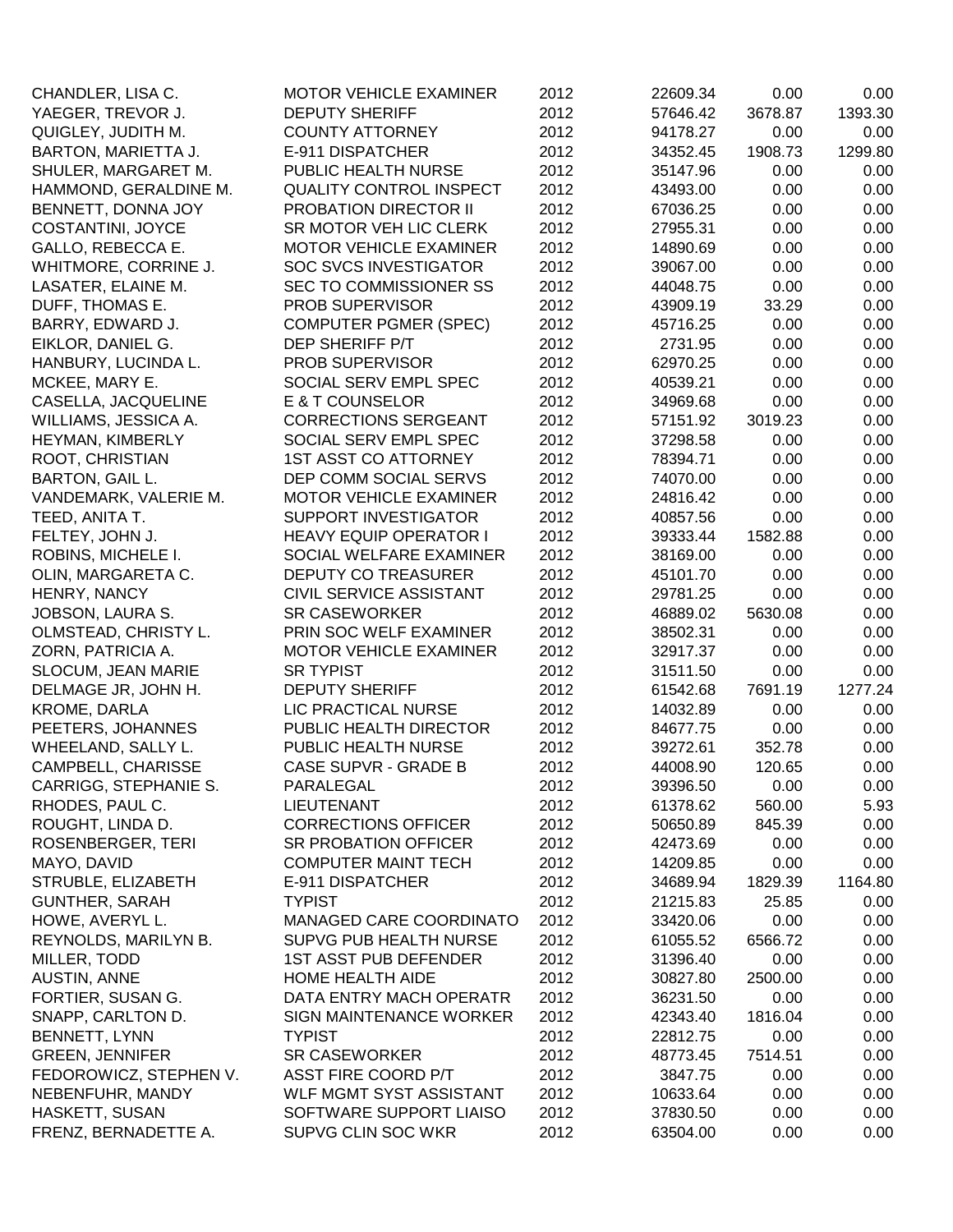| | | | | | |
|---|---|---|---|---|---|
| CHANDLER, LISA C. | MOTOR VEHICLE EXAMINER | 2012 | 22609.34 | 0.00 | 0.00 |
| YAEGER, TREVOR J. | DEPUTY SHERIFF | 2012 | 57646.42 | 3678.87 | 1393.30 |
| QUIGLEY, JUDITH M. | COUNTY ATTORNEY | 2012 | 94178.27 | 0.00 | 0.00 |
| BARTON, MARIETTA J. | E-911 DISPATCHER | 2012 | 34352.45 | 1908.73 | 1299.80 |
| SHULER, MARGARET M. | PUBLIC HEALTH NURSE | 2012 | 35147.96 | 0.00 | 0.00 |
| HAMMOND, GERALDINE M. | QUALITY CONTROL INSPECT | 2012 | 43493.00 | 0.00 | 0.00 |
| BENNETT, DONNA JOY | PROBATION DIRECTOR II | 2012 | 67036.25 | 0.00 | 0.00 |
| COSTANTINI, JOYCE | SR MOTOR VEH LIC CLERK | 2012 | 27955.31 | 0.00 | 0.00 |
| GALLO, REBECCA E. | MOTOR VEHICLE EXAMINER | 2012 | 14890.69 | 0.00 | 0.00 |
| WHITMORE, CORRINE J. | SOC SVCS INVESTIGATOR | 2012 | 39067.00 | 0.00 | 0.00 |
| LASATER, ELAINE M. | SEC TO COMMISSIONER SS | 2012 | 44048.75 | 0.00 | 0.00 |
| DUFF, THOMAS E. | PROB SUPERVISOR | 2012 | 43909.19 | 33.29 | 0.00 |
| BARRY, EDWARD J. | COMPUTER PGMER (SPEC) | 2012 | 45716.25 | 0.00 | 0.00 |
| EIKLOR, DANIEL G. | DEP SHERIFF P/T | 2012 | 2731.95 | 0.00 | 0.00 |
| HANBURY, LUCINDA L. | PROB SUPERVISOR | 2012 | 62970.25 | 0.00 | 0.00 |
| MCKEE, MARY E. | SOCIAL SERV EMPL SPEC | 2012 | 40539.21 | 0.00 | 0.00 |
| CASELLA, JACQUELINE | E & T COUNSELOR | 2012 | 34969.68 | 0.00 | 0.00 |
| WILLIAMS, JESSICA A. | CORRECTIONS SERGEANT | 2012 | 57151.92 | 3019.23 | 0.00 |
| HEYMAN, KIMBERLY | SOCIAL SERV EMPL SPEC | 2012 | 37298.58 | 0.00 | 0.00 |
| ROOT, CHRISTIAN | 1ST ASST CO ATTORNEY | 2012 | 78394.71 | 0.00 | 0.00 |
| BARTON, GAIL L. | DEP COMM SOCIAL SERVS | 2012 | 74070.00 | 0.00 | 0.00 |
| VANDEMARK, VALERIE M. | MOTOR VEHICLE EXAMINER | 2012 | 24816.42 | 0.00 | 0.00 |
| TEED, ANITA T. | SUPPORT INVESTIGATOR | 2012 | 40857.56 | 0.00 | 0.00 |
| FELTEY, JOHN J. | HEAVY EQUIP OPERATOR I | 2012 | 39333.44 | 1582.88 | 0.00 |
| ROBINS, MICHELE I. | SOCIAL WELFARE EXAMINER | 2012 | 38169.00 | 0.00 | 0.00 |
| OLIN, MARGARETA C. | DEPUTY CO TREASURER | 2012 | 45101.70 | 0.00 | 0.00 |
| HENRY, NANCY | CIVIL SERVICE ASSISTANT | 2012 | 29781.25 | 0.00 | 0.00 |
| JOBSON, LAURA S. | SR CASEWORKER | 2012 | 46889.02 | 5630.08 | 0.00 |
| OLMSTEAD, CHRISTY L. | PRIN SOC WELF EXAMINER | 2012 | 38502.31 | 0.00 | 0.00 |
| ZORN, PATRICIA A. | MOTOR VEHICLE EXAMINER | 2012 | 32917.37 | 0.00 | 0.00 |
| SLOCUM, JEAN MARIE | SR TYPIST | 2012 | 31511.50 | 0.00 | 0.00 |
| DELMAGE JR, JOHN H. | DEPUTY SHERIFF | 2012 | 61542.68 | 7691.19 | 1277.24 |
| KROME, DARLA | LIC PRACTICAL NURSE | 2012 | 14032.89 | 0.00 | 0.00 |
| PEETERS, JOHANNES | PUBLIC HEALTH DIRECTOR | 2012 | 84677.75 | 0.00 | 0.00 |
| WHEELAND, SALLY L. | PUBLIC HEALTH NURSE | 2012 | 39272.61 | 352.78 | 0.00 |
| CAMPBELL, CHARISSE | CASE SUPVR - GRADE B | 2012 | 44008.90 | 120.65 | 0.00 |
| CARRIGG, STEPHANIE S. | PARALEGAL | 2012 | 39396.50 | 0.00 | 0.00 |
| RHODES, PAUL C. | LIEUTENANT | 2012 | 61378.62 | 560.00 | 5.93 |
| ROUGHT, LINDA D. | CORRECTIONS OFFICER | 2012 | 50650.89 | 845.39 | 0.00 |
| ROSENBERGER, TERI | SR PROBATION OFFICER | 2012 | 42473.69 | 0.00 | 0.00 |
| MAYO, DAVID | COMPUTER MAINT TECH | 2012 | 14209.85 | 0.00 | 0.00 |
| STRUBLE, ELIZABETH | E-911 DISPATCHER | 2012 | 34689.94 | 1829.39 | 1164.80 |
| GUNTHER, SARAH | TYPIST | 2012 | 21215.83 | 25.85 | 0.00 |
| HOWE, AVERYL L. | MANAGED CARE COORDINATO | 2012 | 33420.06 | 0.00 | 0.00 |
| REYNOLDS, MARILYN B. | SUPVG PUB HEALTH NURSE | 2012 | 61055.52 | 6566.72 | 0.00 |
| MILLER, TODD | 1ST ASST PUB DEFENDER | 2012 | 31396.40 | 0.00 | 0.00 |
| AUSTIN, ANNE | HOME HEALTH AIDE | 2012 | 30827.80 | 2500.00 | 0.00 |
| FORTIER, SUSAN G. | DATA ENTRY MACH OPERATR | 2012 | 36231.50 | 0.00 | 0.00 |
| SNAPP, CARLTON D. | SIGN MAINTENANCE WORKER | 2012 | 42343.40 | 1816.04 | 0.00 |
| BENNETT, LYNN | TYPIST | 2012 | 22812.75 | 0.00 | 0.00 |
| GREEN, JENNIFER | SR CASEWORKER | 2012 | 48773.45 | 7514.51 | 0.00 |
| FEDOROWICZ, STEPHEN V. | ASST FIRE COORD P/T | 2012 | 3847.75 | 0.00 | 0.00 |
| NEBENFUHR, MANDY | WLF MGMT SYST ASSISTANT | 2012 | 10633.64 | 0.00 | 0.00 |
| HASKETT, SUSAN | SOFTWARE SUPPORT LIAISO | 2012 | 37830.50 | 0.00 | 0.00 |
| FRENZ, BERNADETTE A. | SUPVG CLIN SOC WKR | 2012 | 63504.00 | 0.00 | 0.00 |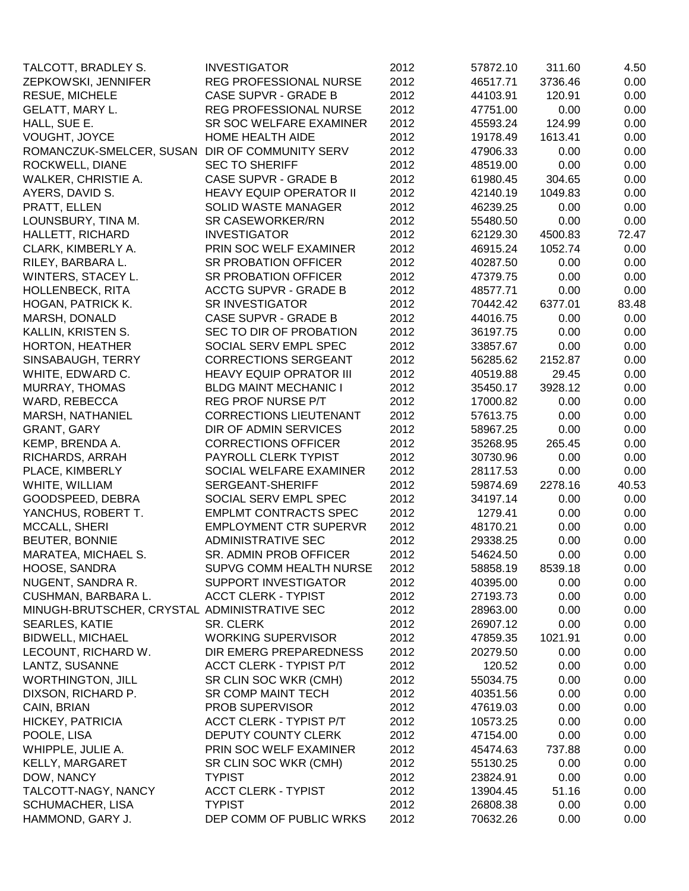| | | | | | |
|---|---|---|---|---|---|
| TALCOTT, BRADLEY S. | INVESTIGATOR | 2012 | 57872.10 | 311.60 | 4.50 |
| ZEPKOWSKI, JENNIFER | REG PROFESSIONAL NURSE | 2012 | 46517.71 | 3736.46 | 0.00 |
| RESUE, MICHELE | CASE SUPVR - GRADE B | 2012 | 44103.91 | 120.91 | 0.00 |
| GELATT, MARY L. | REG PROFESSIONAL NURSE | 2012 | 47751.00 | 0.00 | 0.00 |
| HALL, SUE E. | SR SOC WELFARE EXAMINER | 2012 | 45593.24 | 124.99 | 0.00 |
| VOUGHT, JOYCE | HOME HEALTH AIDE | 2012 | 19178.49 | 1613.41 | 0.00 |
| ROMANCZUK-SMELCER, SUSAN | DIR OF COMMUNITY SERV | 2012 | 47906.33 | 0.00 | 0.00 |
| ROCKWELL, DIANE | SEC TO SHERIFF | 2012 | 48519.00 | 0.00 | 0.00 |
| WALKER, CHRISTIE A. | CASE SUPVR - GRADE B | 2012 | 61980.45 | 304.65 | 0.00 |
| AYERS, DAVID S. | HEAVY EQUIP OPERATOR II | 2012 | 42140.19 | 1049.83 | 0.00 |
| PRATT, ELLEN | SOLID WASTE MANAGER | 2012 | 46239.25 | 0.00 | 0.00 |
| LOUNSBURY, TINA M. | SR CASEWORKER/RN | 2012 | 55480.50 | 0.00 | 0.00 |
| HALLETT, RICHARD | INVESTIGATOR | 2012 | 62129.30 | 4500.83 | 72.47 |
| CLARK, KIMBERLY A. | PRIN SOC WELF EXAMINER | 2012 | 46915.24 | 1052.74 | 0.00 |
| RILEY, BARBARA L. | SR PROBATION OFFICER | 2012 | 40287.50 | 0.00 | 0.00 |
| WINTERS, STACEY L. | SR PROBATION OFFICER | 2012 | 47379.75 | 0.00 | 0.00 |
| HOLLENBECK, RITA | ACCTG SUPVR - GRADE B | 2012 | 48577.71 | 0.00 | 0.00 |
| HOGAN, PATRICK K. | SR INVESTIGATOR | 2012 | 70442.42 | 6377.01 | 83.48 |
| MARSH, DONALD | CASE SUPVR - GRADE B | 2012 | 44016.75 | 0.00 | 0.00 |
| KALLIN, KRISTEN S. | SEC TO DIR OF PROBATION | 2012 | 36197.75 | 0.00 | 0.00 |
| HORTON, HEATHER | SOCIAL SERV EMPL SPEC | 2012 | 33857.67 | 0.00 | 0.00 |
| SINSABAUGH, TERRY | CORRECTIONS SERGEANT | 2012 | 56285.62 | 2152.87 | 0.00 |
| WHITE, EDWARD C. | HEAVY EQUIP OPRATOR III | 2012 | 40519.88 | 29.45 | 0.00 |
| MURRAY, THOMAS | BLDG MAINT MECHANIC I | 2012 | 35450.17 | 3928.12 | 0.00 |
| WARD, REBECCA | REG PROF NURSE P/T | 2012 | 17000.82 | 0.00 | 0.00 |
| MARSH, NATHANIEL | CORRECTIONS LIEUTENANT | 2012 | 57613.75 | 0.00 | 0.00 |
| GRANT, GARY | DIR OF ADMIN SERVICES | 2012 | 58967.25 | 0.00 | 0.00 |
| KEMP, BRENDA A. | CORRECTIONS OFFICER | 2012 | 35268.95 | 265.45 | 0.00 |
| RICHARDS, ARRAH | PAYROLL CLERK TYPIST | 2012 | 30730.96 | 0.00 | 0.00 |
| PLACE, KIMBERLY | SOCIAL WELFARE EXAMINER | 2012 | 28117.53 | 0.00 | 0.00 |
| WHITE, WILLIAM | SERGEANT-SHERIFF | 2012 | 59874.69 | 2278.16 | 40.53 |
| GOODSPEED, DEBRA | SOCIAL SERV EMPL SPEC | 2012 | 34197.14 | 0.00 | 0.00 |
| YANCHUS, ROBERT T. | EMPLMT CONTRACTS SPEC | 2012 | 1279.41 | 0.00 | 0.00 |
| MCCALL, SHERI | EMPLOYMENT CTR SUPERVR | 2012 | 48170.21 | 0.00 | 0.00 |
| BEUTER, BONNIE | ADMINISTRATIVE SEC | 2012 | 29338.25 | 0.00 | 0.00 |
| MARATEA, MICHAEL S. | SR. ADMIN PROB OFFICER | 2012 | 54624.50 | 0.00 | 0.00 |
| HOOSE, SANDRA | SUPVG COMM HEALTH NURSE | 2012 | 58858.19 | 8539.18 | 0.00 |
| NUGENT, SANDRA R. | SUPPORT INVESTIGATOR | 2012 | 40395.00 | 0.00 | 0.00 |
| CUSHMAN, BARBARA L. | ACCT CLERK - TYPIST | 2012 | 27193.73 | 0.00 | 0.00 |
| MINUGH-BRUTSCHER, CRYSTAL | ADMINISTRATIVE SEC | 2012 | 28963.00 | 0.00 | 0.00 |
| SEARLES, KATIE | SR. CLERK | 2012 | 26907.12 | 0.00 | 0.00 |
| BIDWELL, MICHAEL | WORKING SUPERVISOR | 2012 | 47859.35 | 1021.91 | 0.00 |
| LECOUNT, RICHARD W. | DIR EMERG PREPAREDNESS | 2012 | 20279.50 | 0.00 | 0.00 |
| LANTZ, SUSANNE | ACCT CLERK - TYPIST P/T | 2012 | 120.52 | 0.00 | 0.00 |
| WORTHINGTON, JILL | SR CLIN SOC WKR (CMH) | 2012 | 55034.75 | 0.00 | 0.00 |
| DIXSON, RICHARD P. | SR COMP MAINT TECH | 2012 | 40351.56 | 0.00 | 0.00 |
| CAIN, BRIAN | PROB SUPERVISOR | 2012 | 47619.03 | 0.00 | 0.00 |
| HICKEY, PATRICIA | ACCT CLERK - TYPIST P/T | 2012 | 10573.25 | 0.00 | 0.00 |
| POOLE, LISA | DEPUTY COUNTY CLERK | 2012 | 47154.00 | 0.00 | 0.00 |
| WHIPPLE, JULIE A. | PRIN SOC WELF EXAMINER | 2012 | 45474.63 | 737.88 | 0.00 |
| KELLY, MARGARET | SR CLIN SOC WKR (CMH) | 2012 | 55130.25 | 0.00 | 0.00 |
| DOW, NANCY | TYPIST | 2012 | 23824.91 | 0.00 | 0.00 |
| TALCOTT-NAGY, NANCY | ACCT CLERK - TYPIST | 2012 | 13904.45 | 51.16 | 0.00 |
| SCHUMACHER, LISA | TYPIST | 2012 | 26808.38 | 0.00 | 0.00 |
| HAMMOND, GARY J. | DEP COMM OF PUBLIC WRKS | 2012 | 70632.26 | 0.00 | 0.00 |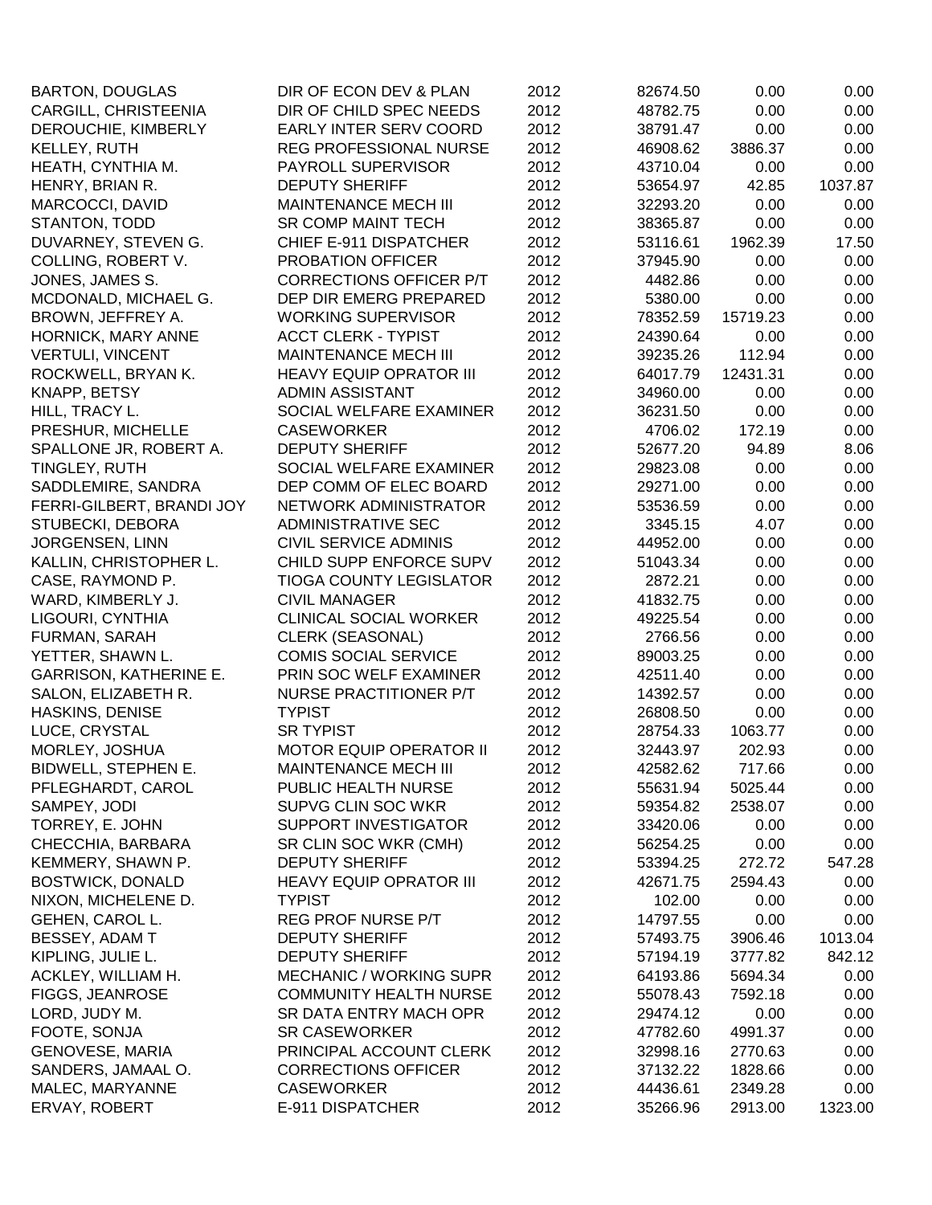| | | | | | |
|---|---|---|---|---|---|
| BARTON, DOUGLAS | DIR OF ECON DEV & PLAN | 2012 | 82674.50 | 0.00 | 0.00 |
| CARGILL, CHRISTEENIA | DIR OF CHILD SPEC NEEDS | 2012 | 48782.75 | 0.00 | 0.00 |
| DEROUCHIE, KIMBERLY | EARLY INTER SERV COORD | 2012 | 38791.47 | 0.00 | 0.00 |
| KELLEY, RUTH | REG PROFESSIONAL NURSE | 2012 | 46908.62 | 3886.37 | 0.00 |
| HEATH, CYNTHIA M. | PAYROLL SUPERVISOR | 2012 | 43710.04 | 0.00 | 0.00 |
| HENRY, BRIAN R. | DEPUTY SHERIFF | 2012 | 53654.97 | 42.85 | 1037.87 |
| MARCOCCI, DAVID | MAINTENANCE MECH III | 2012 | 32293.20 | 0.00 | 0.00 |
| STANTON, TODD | SR COMP MAINT TECH | 2012 | 38365.87 | 0.00 | 0.00 |
| DUVARNEY, STEVEN G. | CHIEF E-911 DISPATCHER | 2012 | 53116.61 | 1962.39 | 17.50 |
| COLLING, ROBERT V. | PROBATION OFFICER | 2012 | 37945.90 | 0.00 | 0.00 |
| JONES, JAMES S. | CORRECTIONS OFFICER P/T | 2012 | 4482.86 | 0.00 | 0.00 |
| MCDONALD, MICHAEL G. | DEP DIR EMERG PREPARED | 2012 | 5380.00 | 0.00 | 0.00 |
| BROWN, JEFFREY A. | WORKING SUPERVISOR | 2012 | 78352.59 | 15719.23 | 0.00 |
| HORNICK, MARY ANNE | ACCT CLERK - TYPIST | 2012 | 24390.64 | 0.00 | 0.00 |
| VERTULI, VINCENT | MAINTENANCE MECH III | 2012 | 39235.26 | 112.94 | 0.00 |
| ROCKWELL, BRYAN K. | HEAVY EQUIP OPRATOR III | 2012 | 64017.79 | 12431.31 | 0.00 |
| KNAPP, BETSY | ADMIN ASSISTANT | 2012 | 34960.00 | 0.00 | 0.00 |
| HILL, TRACY L. | SOCIAL WELFARE EXAMINER | 2012 | 36231.50 | 0.00 | 0.00 |
| PRESHUR, MICHELLE | CASEWORKER | 2012 | 4706.02 | 172.19 | 0.00 |
| SPALLONE JR, ROBERT A. | DEPUTY SHERIFF | 2012 | 52677.20 | 94.89 | 8.06 |
| TINGLEY, RUTH | SOCIAL WELFARE EXAMINER | 2012 | 29823.08 | 0.00 | 0.00 |
| SADDLEMIRE, SANDRA | DEP COMM OF ELEC BOARD | 2012 | 29271.00 | 0.00 | 0.00 |
| FERRI-GILBERT, BRANDI JOY | NETWORK ADMINISTRATOR | 2012 | 53536.59 | 0.00 | 0.00 |
| STUBECKI, DEBORA | ADMINISTRATIVE SEC | 2012 | 3345.15 | 4.07 | 0.00 |
| JORGENSEN, LINN | CIVIL SERVICE ADMINIS | 2012 | 44952.00 | 0.00 | 0.00 |
| KALLIN, CHRISTOPHER L. | CHILD SUPP ENFORCE SUPV | 2012 | 51043.34 | 0.00 | 0.00 |
| CASE, RAYMOND P. | TIOGA COUNTY LEGISLATOR | 2012 | 2872.21 | 0.00 | 0.00 |
| WARD, KIMBERLY J. | CIVIL MANAGER | 2012 | 41832.75 | 0.00 | 0.00 |
| LIGOURI, CYNTHIA | CLINICAL SOCIAL WORKER | 2012 | 49225.54 | 0.00 | 0.00 |
| FURMAN, SARAH | CLERK (SEASONAL) | 2012 | 2766.56 | 0.00 | 0.00 |
| YETTER, SHAWN L. | COMIS SOCIAL SERVICE | 2012 | 89003.25 | 0.00 | 0.00 |
| GARRISON, KATHERINE E. | PRIN SOC WELF EXAMINER | 2012 | 42511.40 | 0.00 | 0.00 |
| SALON, ELIZABETH R. | NURSE PRACTITIONER P/T | 2012 | 14392.57 | 0.00 | 0.00 |
| HASKINS, DENISE | TYPIST | 2012 | 26808.50 | 0.00 | 0.00 |
| LUCE, CRYSTAL | SR TYPIST | 2012 | 28754.33 | 1063.77 | 0.00 |
| MORLEY, JOSHUA | MOTOR EQUIP OPERATOR II | 2012 | 32443.97 | 202.93 | 0.00 |
| BIDWELL, STEPHEN E. | MAINTENANCE MECH III | 2012 | 42582.62 | 717.66 | 0.00 |
| PFLEGHARDT, CAROL | PUBLIC HEALTH NURSE | 2012 | 55631.94 | 5025.44 | 0.00 |
| SAMPEY, JODI | SUPVG CLIN SOC WKR | 2012 | 59354.82 | 2538.07 | 0.00 |
| TORREY, E. JOHN | SUPPORT INVESTIGATOR | 2012 | 33420.06 | 0.00 | 0.00 |
| CHECCHIA, BARBARA | SR CLIN SOC WKR (CMH) | 2012 | 56254.25 | 0.00 | 0.00 |
| KEMMERY, SHAWN P. | DEPUTY SHERIFF | 2012 | 53394.25 | 272.72 | 547.28 |
| BOSTWICK, DONALD | HEAVY EQUIP OPRATOR III | 2012 | 42671.75 | 2594.43 | 0.00 |
| NIXON, MICHELENE D. | TYPIST | 2012 | 102.00 | 0.00 | 0.00 |
| GEHEN, CAROL L. | REG PROF NURSE P/T | 2012 | 14797.55 | 0.00 | 0.00 |
| BESSEY, ADAM T | DEPUTY SHERIFF | 2012 | 57493.75 | 3906.46 | 1013.04 |
| KIPLING, JULIE L. | DEPUTY SHERIFF | 2012 | 57194.19 | 3777.82 | 842.12 |
| ACKLEY, WILLIAM H. | MECHANIC / WORKING SUPR | 2012 | 64193.86 | 5694.34 | 0.00 |
| FIGGS, JEANROSE | COMMUNITY HEALTH NURSE | 2012 | 55078.43 | 7592.18 | 0.00 |
| LORD, JUDY M. | SR DATA ENTRY MACH OPR | 2012 | 29474.12 | 0.00 | 0.00 |
| FOOTE, SONJA | SR CASEWORKER | 2012 | 47782.60 | 4991.37 | 0.00 |
| GENOVESE, MARIA | PRINCIPAL ACCOUNT CLERK | 2012 | 32998.16 | 2770.63 | 0.00 |
| SANDERS, JAMAAL O. | CORRECTIONS OFFICER | 2012 | 37132.22 | 1828.66 | 0.00 |
| MALEC, MARYANNE | CASEWORKER | 2012 | 44436.61 | 2349.28 | 0.00 |
| ERVAY, ROBERT | E-911 DISPATCHER | 2012 | 35266.96 | 2913.00 | 1323.00 |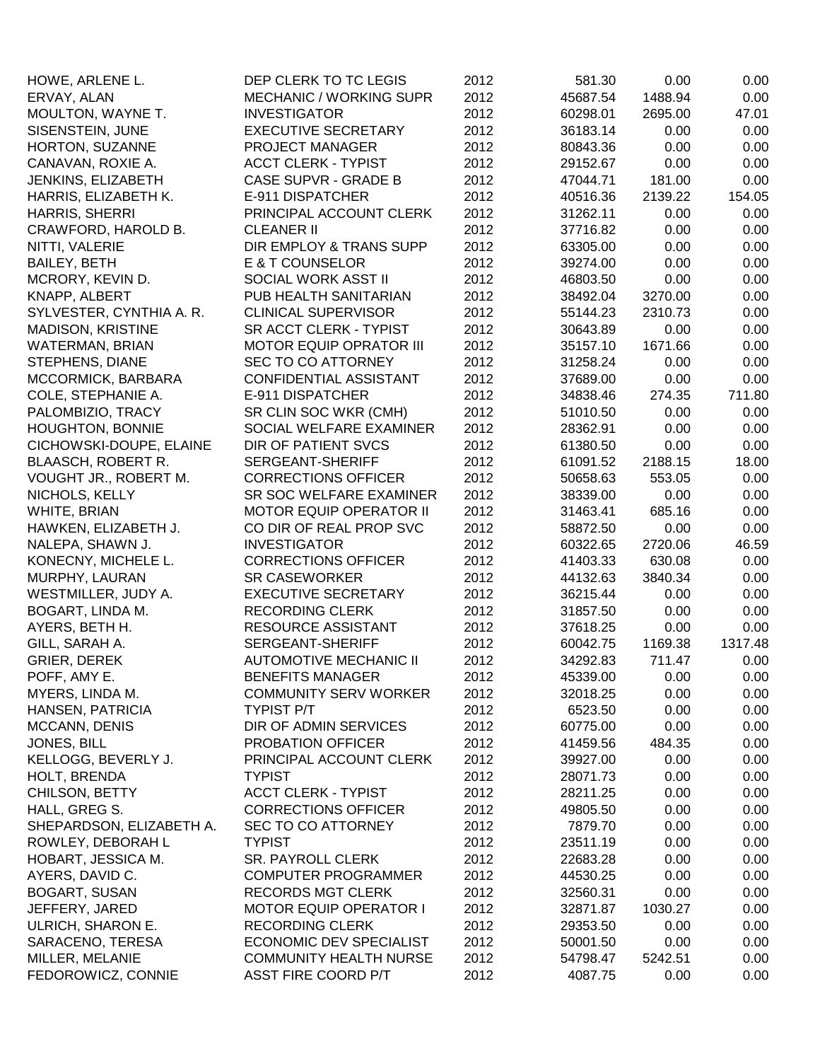| | | | | | |
|---|---|---|---|---|---|
| HOWE, ARLENE L. | DEP CLERK TO TC LEGIS | 2012 | 581.30 | 0.00 | 0.00 |
| ERVAY, ALAN | MECHANIC / WORKING SUPR | 2012 | 45687.54 | 1488.94 | 0.00 |
| MOULTON, WAYNE T. | INVESTIGATOR | 2012 | 60298.01 | 2695.00 | 47.01 |
| SISENSTEIN, JUNE | EXECUTIVE SECRETARY | 2012 | 36183.14 | 0.00 | 0.00 |
| HORTON, SUZANNE | PROJECT MANAGER | 2012 | 80843.36 | 0.00 | 0.00 |
| CANAVAN, ROXIE A. | ACCT CLERK - TYPIST | 2012 | 29152.67 | 0.00 | 0.00 |
| JENKINS, ELIZABETH | CASE SUPVR - GRADE B | 2012 | 47044.71 | 181.00 | 0.00 |
| HARRIS, ELIZABETH K. | E-911 DISPATCHER | 2012 | 40516.36 | 2139.22 | 154.05 |
| HARRIS, SHERRI | PRINCIPAL ACCOUNT CLERK | 2012 | 31262.11 | 0.00 | 0.00 |
| CRAWFORD, HAROLD B. | CLEANER II | 2012 | 37716.82 | 0.00 | 0.00 |
| NITTI, VALERIE | DIR EMPLOY & TRANS SUPP | 2012 | 63305.00 | 0.00 | 0.00 |
| BAILEY, BETH | E & T COUNSELOR | 2012 | 39274.00 | 0.00 | 0.00 |
| MCRORY, KEVIN D. | SOCIAL WORK ASST II | 2012 | 46803.50 | 0.00 | 0.00 |
| KNAPP, ALBERT | PUB HEALTH SANITARIAN | 2012 | 38492.04 | 3270.00 | 0.00 |
| SYLVESTER, CYNTHIA A. R. | CLINICAL SUPERVISOR | 2012 | 55144.23 | 2310.73 | 0.00 |
| MADISON, KRISTINE | SR ACCT CLERK - TYPIST | 2012 | 30643.89 | 0.00 | 0.00 |
| WATERMAN, BRIAN | MOTOR EQUIP OPRATOR III | 2012 | 35157.10 | 1671.66 | 0.00 |
| STEPHENS, DIANE | SEC TO CO ATTORNEY | 2012 | 31258.24 | 0.00 | 0.00 |
| MCCORMICK, BARBARA | CONFIDENTIAL ASSISTANT | 2012 | 37689.00 | 0.00 | 0.00 |
| COLE, STEPHANIE A. | E-911 DISPATCHER | 2012 | 34838.46 | 274.35 | 711.80 |
| PALOMBIZIO, TRACY | SR CLIN SOC WKR (CMH) | 2012 | 51010.50 | 0.00 | 0.00 |
| HOUGHTON, BONNIE | SOCIAL WELFARE EXAMINER | 2012 | 28362.91 | 0.00 | 0.00 |
| CICHOWSKI-DOUPE, ELAINE | DIR OF PATIENT SVCS | 2012 | 61380.50 | 0.00 | 0.00 |
| BLAASCH, ROBERT R. | SERGEANT-SHERIFF | 2012 | 61091.52 | 2188.15 | 18.00 |
| VOUGHT JR., ROBERT M. | CORRECTIONS OFFICER | 2012 | 50658.63 | 553.05 | 0.00 |
| NICHOLS, KELLY | SR SOC WELFARE EXAMINER | 2012 | 38339.00 | 0.00 | 0.00 |
| WHITE, BRIAN | MOTOR EQUIP OPERATOR II | 2012 | 31463.41 | 685.16 | 0.00 |
| HAWKEN, ELIZABETH J. | CO DIR OF REAL PROP SVC | 2012 | 58872.50 | 0.00 | 0.00 |
| NALEPA, SHAWN J. | INVESTIGATOR | 2012 | 60322.65 | 2720.06 | 46.59 |
| KONECNY, MICHELE L. | CORRECTIONS OFFICER | 2012 | 41403.33 | 630.08 | 0.00 |
| MURPHY, LAURAN | SR CASEWORKER | 2012 | 44132.63 | 3840.34 | 0.00 |
| WESTMILLER, JUDY A. | EXECUTIVE SECRETARY | 2012 | 36215.44 | 0.00 | 0.00 |
| BOGART, LINDA M. | RECORDING CLERK | 2012 | 31857.50 | 0.00 | 0.00 |
| AYERS, BETH H. | RESOURCE ASSISTANT | 2012 | 37618.25 | 0.00 | 0.00 |
| GILL, SARAH A. | SERGEANT-SHERIFF | 2012 | 60042.75 | 1169.38 | 1317.48 |
| GRIER, DEREK | AUTOMOTIVE MECHANIC II | 2012 | 34292.83 | 711.47 | 0.00 |
| POFF, AMY E. | BENEFITS MANAGER | 2012 | 45339.00 | 0.00 | 0.00 |
| MYERS, LINDA M. | COMMUNITY SERV WORKER | 2012 | 32018.25 | 0.00 | 0.00 |
| HANSEN, PATRICIA | TYPIST P/T | 2012 | 6523.50 | 0.00 | 0.00 |
| MCCANN, DENIS | DIR OF ADMIN SERVICES | 2012 | 60775.00 | 0.00 | 0.00 |
| JONES, BILL | PROBATION OFFICER | 2012 | 41459.56 | 484.35 | 0.00 |
| KELLOGG, BEVERLY J. | PRINCIPAL ACCOUNT CLERK | 2012 | 39927.00 | 0.00 | 0.00 |
| HOLT, BRENDA | TYPIST | 2012 | 28071.73 | 0.00 | 0.00 |
| CHILSON, BETTY | ACCT CLERK - TYPIST | 2012 | 28211.25 | 0.00 | 0.00 |
| HALL, GREG S. | CORRECTIONS OFFICER | 2012 | 49805.50 | 0.00 | 0.00 |
| SHEPARDSON, ELIZABETH A. | SEC TO CO ATTORNEY | 2012 | 7879.70 | 0.00 | 0.00 |
| ROWLEY, DEBORAH L | TYPIST | 2012 | 23511.19 | 0.00 | 0.00 |
| HOBART, JESSICA M. | SR. PAYROLL CLERK | 2012 | 22683.28 | 0.00 | 0.00 |
| AYERS, DAVID C. | COMPUTER PROGRAMMER | 2012 | 44530.25 | 0.00 | 0.00 |
| BOGART, SUSAN | RECORDS MGT CLERK | 2012 | 32560.31 | 0.00 | 0.00 |
| JEFFERY, JARED | MOTOR EQUIP OPERATOR I | 2012 | 32871.87 | 1030.27 | 0.00 |
| ULRICH, SHARON E. | RECORDING CLERK | 2012 | 29353.50 | 0.00 | 0.00 |
| SARACENO, TERESA | ECONOMIC DEV SPECIALIST | 2012 | 50001.50 | 0.00 | 0.00 |
| MILLER, MELANIE | COMMUNITY HEALTH NURSE | 2012 | 54798.47 | 5242.51 | 0.00 |
| FEDOROWICZ, CONNIE | ASST FIRE COORD P/T | 2012 | 4087.75 | 0.00 | 0.00 |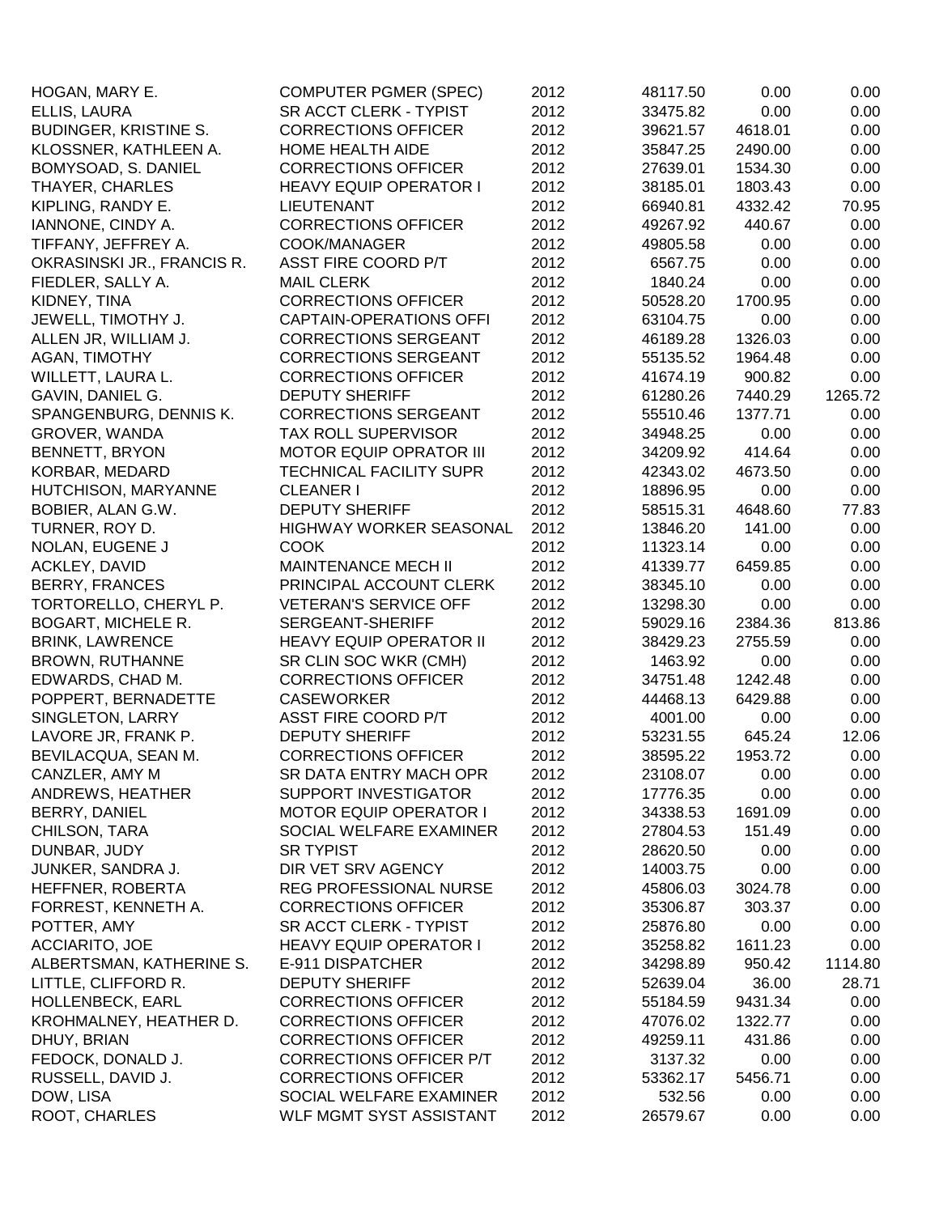| | | | | | |
|---|---|---|---|---|---|
| HOGAN, MARY E. | COMPUTER PGMER (SPEC) | 2012 | 48117.50 | 0.00 | 0.00 |
| ELLIS, LAURA | SR ACCT CLERK - TYPIST | 2012 | 33475.82 | 0.00 | 0.00 |
| BUDINGER, KRISTINE S. | CORRECTIONS OFFICER | 2012 | 39621.57 | 4618.01 | 0.00 |
| KLOSSNER, KATHLEEN A. | HOME HEALTH AIDE | 2012 | 35847.25 | 2490.00 | 0.00 |
| BOMYSOAD, S. DANIEL | CORRECTIONS OFFICER | 2012 | 27639.01 | 1534.30 | 0.00 |
| THAYER, CHARLES | HEAVY EQUIP OPERATOR I | 2012 | 38185.01 | 1803.43 | 0.00 |
| KIPLING, RANDY E. | LIEUTENANT | 2012 | 66940.81 | 4332.42 | 70.95 |
| IANNONE, CINDY A. | CORRECTIONS OFFICER | 2012 | 49267.92 | 440.67 | 0.00 |
| TIFFANY, JEFFREY A. | COOK/MANAGER | 2012 | 49805.58 | 0.00 | 0.00 |
| OKRASINSKI JR., FRANCIS R. | ASST FIRE COORD P/T | 2012 | 6567.75 | 0.00 | 0.00 |
| FIEDLER, SALLY A. | MAIL CLERK | 2012 | 1840.24 | 0.00 | 0.00 |
| KIDNEY, TINA | CORRECTIONS OFFICER | 2012 | 50528.20 | 1700.95 | 0.00 |
| JEWELL, TIMOTHY J. | CAPTAIN-OPERATIONS OFFI | 2012 | 63104.75 | 0.00 | 0.00 |
| ALLEN JR, WILLIAM J. | CORRECTIONS SERGEANT | 2012 | 46189.28 | 1326.03 | 0.00 |
| AGAN, TIMOTHY | CORRECTIONS SERGEANT | 2012 | 55135.52 | 1964.48 | 0.00 |
| WILLETT, LAURA L. | CORRECTIONS OFFICER | 2012 | 41674.19 | 900.82 | 0.00 |
| GAVIN, DANIEL G. | DEPUTY SHERIFF | 2012 | 61280.26 | 7440.29 | 1265.72 |
| SPANGENBURG, DENNIS K. | CORRECTIONS SERGEANT | 2012 | 55510.46 | 1377.71 | 0.00 |
| GROVER, WANDA | TAX ROLL SUPERVISOR | 2012 | 34948.25 | 0.00 | 0.00 |
| BENNETT, BRYON | MOTOR EQUIP OPRATOR III | 2012 | 34209.92 | 414.64 | 0.00 |
| KORBAR, MEDARD | TECHNICAL FACILITY SUPR | 2012 | 42343.02 | 4673.50 | 0.00 |
| HUTCHISON, MARYANNE | CLEANER I | 2012 | 18896.95 | 0.00 | 0.00 |
| BOBIER, ALAN G.W. | DEPUTY SHERIFF | 2012 | 58515.31 | 4648.60 | 77.83 |
| TURNER, ROY D. | HIGHWAY WORKER SEASONAL | 2012 | 13846.20 | 141.00 | 0.00 |
| NOLAN, EUGENE J | COOK | 2012 | 11323.14 | 0.00 | 0.00 |
| ACKLEY, DAVID | MAINTENANCE MECH II | 2012 | 41339.77 | 6459.85 | 0.00 |
| BERRY, FRANCES | PRINCIPAL ACCOUNT CLERK | 2012 | 38345.10 | 0.00 | 0.00 |
| TORTORELLO, CHERYL P. | VETERAN'S SERVICE OFF | 2012 | 13298.30 | 0.00 | 0.00 |
| BOGART, MICHELE R. | SERGEANT-SHERIFF | 2012 | 59029.16 | 2384.36 | 813.86 |
| BRINK, LAWRENCE | HEAVY EQUIP OPERATOR II | 2012 | 38429.23 | 2755.59 | 0.00 |
| BROWN, RUTHANNE | SR CLIN SOC WKR (CMH) | 2012 | 1463.92 | 0.00 | 0.00 |
| EDWARDS, CHAD M. | CORRECTIONS OFFICER | 2012 | 34751.48 | 1242.48 | 0.00 |
| POPPERT, BERNADETTE | CASEWORKER | 2012 | 44468.13 | 6429.88 | 0.00 |
| SINGLETON, LARRY | ASST FIRE COORD P/T | 2012 | 4001.00 | 0.00 | 0.00 |
| LAVORE JR, FRANK P. | DEPUTY SHERIFF | 2012 | 53231.55 | 645.24 | 12.06 |
| BEVILACQUA, SEAN M. | CORRECTIONS OFFICER | 2012 | 38595.22 | 1953.72 | 0.00 |
| CANZLER, AMY M | SR DATA ENTRY MACH OPR | 2012 | 23108.07 | 0.00 | 0.00 |
| ANDREWS, HEATHER | SUPPORT INVESTIGATOR | 2012 | 17776.35 | 0.00 | 0.00 |
| BERRY, DANIEL | MOTOR EQUIP OPERATOR I | 2012 | 34338.53 | 1691.09 | 0.00 |
| CHILSON, TARA | SOCIAL WELFARE EXAMINER | 2012 | 27804.53 | 151.49 | 0.00 |
| DUNBAR, JUDY | SR TYPIST | 2012 | 28620.50 | 0.00 | 0.00 |
| JUNKER, SANDRA J. | DIR VET SRV AGENCY | 2012 | 14003.75 | 0.00 | 0.00 |
| HEFFNER, ROBERTA | REG PROFESSIONAL NURSE | 2012 | 45806.03 | 3024.78 | 0.00 |
| FORREST, KENNETH A. | CORRECTIONS OFFICER | 2012 | 35306.87 | 303.37 | 0.00 |
| POTTER, AMY | SR ACCT CLERK - TYPIST | 2012 | 25876.80 | 0.00 | 0.00 |
| ACCIARITO, JOE | HEAVY EQUIP OPERATOR I | 2012 | 35258.82 | 1611.23 | 0.00 |
| ALBERTSMAN, KATHERINE S. | E-911 DISPATCHER | 2012 | 34298.89 | 950.42 | 1114.80 |
| LITTLE, CLIFFORD R. | DEPUTY SHERIFF | 2012 | 52639.04 | 36.00 | 28.71 |
| HOLLENBECK, EARL | CORRECTIONS OFFICER | 2012 | 55184.59 | 9431.34 | 0.00 |
| KROHMALNEY, HEATHER D. | CORRECTIONS OFFICER | 2012 | 47076.02 | 1322.77 | 0.00 |
| DHUY, BRIAN | CORRECTIONS OFFICER | 2012 | 49259.11 | 431.86 | 0.00 |
| FEDOCK, DONALD J. | CORRECTIONS OFFICER P/T | 2012 | 3137.32 | 0.00 | 0.00 |
| RUSSELL, DAVID J. | CORRECTIONS OFFICER | 2012 | 53362.17 | 5456.71 | 0.00 |
| DOW, LISA | SOCIAL WELFARE EXAMINER | 2012 | 532.56 | 0.00 | 0.00 |
| ROOT, CHARLES | WLF MGMT SYST ASSISTANT | 2012 | 26579.67 | 0.00 | 0.00 |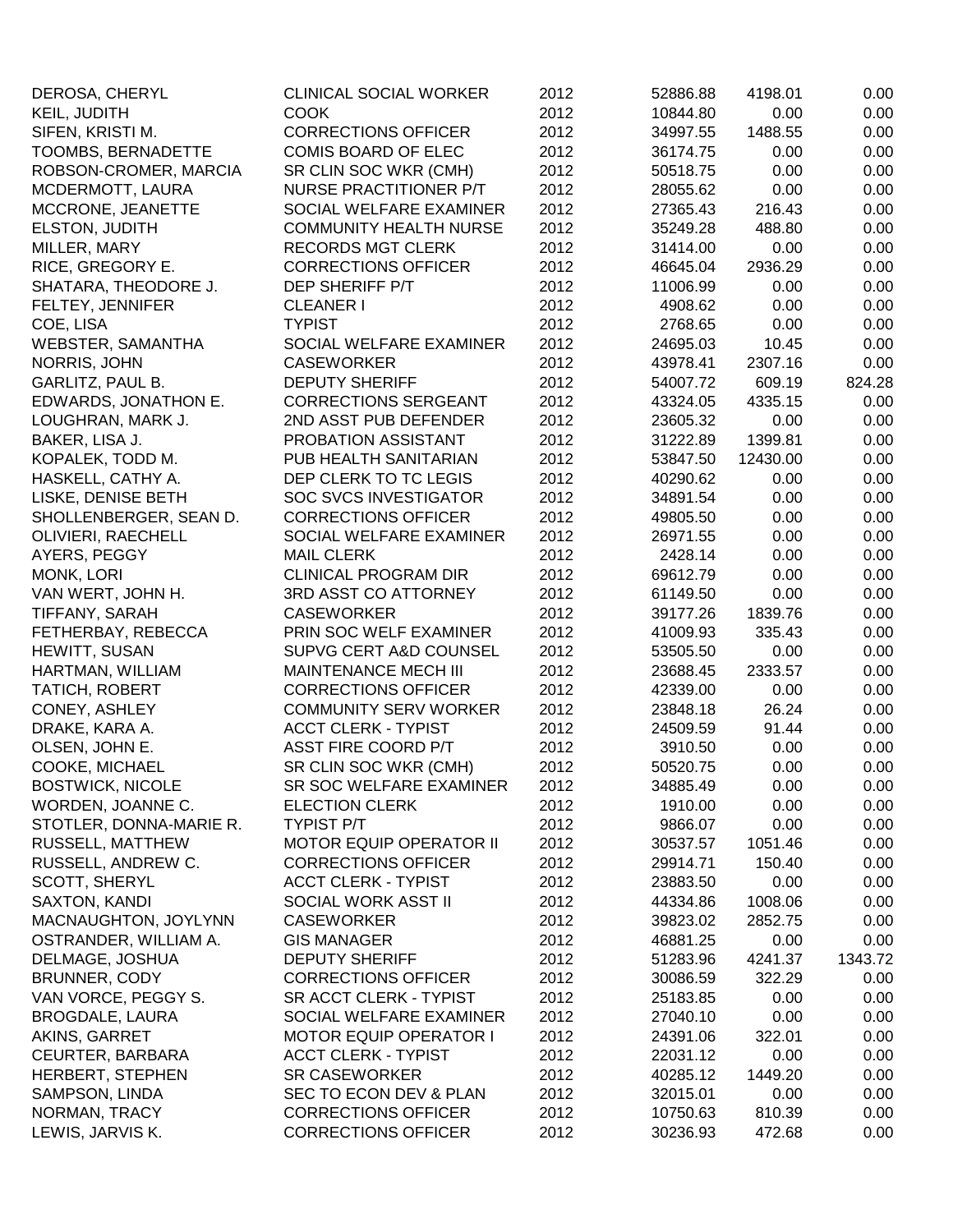| | | | | | |
|---|---|---|---|---|---|
| DEROSA, CHERYL | CLINICAL SOCIAL WORKER | 2012 | 52886.88 | 4198.01 | 0.00 |
| KEIL, JUDITH | COOK | 2012 | 10844.80 | 0.00 | 0.00 |
| SIFEN, KRISTI M. | CORRECTIONS OFFICER | 2012 | 34997.55 | 1488.55 | 0.00 |
| TOOMBS, BERNADETTE | COMIS BOARD OF ELEC | 2012 | 36174.75 | 0.00 | 0.00 |
| ROBSON-CROMER, MARCIA | SR CLIN SOC WKR (CMH) | 2012 | 50518.75 | 0.00 | 0.00 |
| MCDERMOTT, LAURA | NURSE PRACTITIONER P/T | 2012 | 28055.62 | 0.00 | 0.00 |
| MCCRONE, JEANETTE | SOCIAL WELFARE EXAMINER | 2012 | 27365.43 | 216.43 | 0.00 |
| ELSTON, JUDITH | COMMUNITY HEALTH NURSE | 2012 | 35249.28 | 488.80 | 0.00 |
| MILLER, MARY | RECORDS MGT CLERK | 2012 | 31414.00 | 0.00 | 0.00 |
| RICE, GREGORY E. | CORRECTIONS OFFICER | 2012 | 46645.04 | 2936.29 | 0.00 |
| SHATARA, THEODORE J. | DEP SHERIFF P/T | 2012 | 11006.99 | 0.00 | 0.00 |
| FELTEY, JENNIFER | CLEANER I | 2012 | 4908.62 | 0.00 | 0.00 |
| COE, LISA | TYPIST | 2012 | 2768.65 | 0.00 | 0.00 |
| WEBSTER, SAMANTHA | SOCIAL WELFARE EXAMINER | 2012 | 24695.03 | 10.45 | 0.00 |
| NORRIS, JOHN | CASEWORKER | 2012 | 43978.41 | 2307.16 | 0.00 |
| GARLITZ, PAUL B. | DEPUTY SHERIFF | 2012 | 54007.72 | 609.19 | 824.28 |
| EDWARDS, JONATHON E. | CORRECTIONS SERGEANT | 2012 | 43324.05 | 4335.15 | 0.00 |
| LOUGHRAN, MARK J. | 2ND ASST PUB DEFENDER | 2012 | 23605.32 | 0.00 | 0.00 |
| BAKER, LISA J. | PROBATION ASSISTANT | 2012 | 31222.89 | 1399.81 | 0.00 |
| KOPALEK, TODD M. | PUB HEALTH SANITARIAN | 2012 | 53847.50 | 12430.00 | 0.00 |
| HASKELL, CATHY A. | DEP CLERK TO TC LEGIS | 2012 | 40290.62 | 0.00 | 0.00 |
| LISKE, DENISE BETH | SOC SVCS INVESTIGATOR | 2012 | 34891.54 | 0.00 | 0.00 |
| SHOLLENBERGER, SEAN D. | CORRECTIONS OFFICER | 2012 | 49805.50 | 0.00 | 0.00 |
| OLIVIERI, RAECHELL | SOCIAL WELFARE EXAMINER | 2012 | 26971.55 | 0.00 | 0.00 |
| AYERS, PEGGY | MAIL CLERK | 2012 | 2428.14 | 0.00 | 0.00 |
| MONK, LORI | CLINICAL PROGRAM DIR | 2012 | 69612.79 | 0.00 | 0.00 |
| VAN WERT, JOHN H. | 3RD ASST CO ATTORNEY | 2012 | 61149.50 | 0.00 | 0.00 |
| TIFFANY, SARAH | CASEWORKER | 2012 | 39177.26 | 1839.76 | 0.00 |
| FETHERBAY, REBECCA | PRIN SOC WELF EXAMINER | 2012 | 41009.93 | 335.43 | 0.00 |
| HEWITT, SUSAN | SUPVG CERT A&D COUNSEL | 2012 | 53505.50 | 0.00 | 0.00 |
| HARTMAN, WILLIAM | MAINTENANCE MECH III | 2012 | 23688.45 | 2333.57 | 0.00 |
| TATICH, ROBERT | CORRECTIONS OFFICER | 2012 | 42339.00 | 0.00 | 0.00 |
| CONEY, ASHLEY | COMMUNITY SERV WORKER | 2012 | 23848.18 | 26.24 | 0.00 |
| DRAKE, KARA A. | ACCT CLERK - TYPIST | 2012 | 24509.59 | 91.44 | 0.00 |
| OLSEN, JOHN E. | ASST FIRE COORD P/T | 2012 | 3910.50 | 0.00 | 0.00 |
| COOKE, MICHAEL | SR CLIN SOC WKR (CMH) | 2012 | 50520.75 | 0.00 | 0.00 |
| BOSTWICK, NICOLE | SR SOC WELFARE EXAMINER | 2012 | 34885.49 | 0.00 | 0.00 |
| WORDEN, JOANNE C. | ELECTION CLERK | 2012 | 1910.00 | 0.00 | 0.00 |
| STOTLER, DONNA-MARIE R. | TYPIST P/T | 2012 | 9866.07 | 0.00 | 0.00 |
| RUSSELL, MATTHEW | MOTOR EQUIP OPERATOR II | 2012 | 30537.57 | 1051.46 | 0.00 |
| RUSSELL, ANDREW C. | CORRECTIONS OFFICER | 2012 | 29914.71 | 150.40 | 0.00 |
| SCOTT, SHERYL | ACCT CLERK - TYPIST | 2012 | 23883.50 | 0.00 | 0.00 |
| SAXTON, KANDI | SOCIAL WORK ASST II | 2012 | 44334.86 | 1008.06 | 0.00 |
| MACNAUGHTON, JOYLYNN | CASEWORKER | 2012 | 39823.02 | 2852.75 | 0.00 |
| OSTRANDER, WILLIAM A. | GIS MANAGER | 2012 | 46881.25 | 0.00 | 0.00 |
| DELMAGE, JOSHUA | DEPUTY SHERIFF | 2012 | 51283.96 | 4241.37 | 1343.72 |
| BRUNNER, CODY | CORRECTIONS OFFICER | 2012 | 30086.59 | 322.29 | 0.00 |
| VAN VORCE, PEGGY S. | SR ACCT CLERK - TYPIST | 2012 | 25183.85 | 0.00 | 0.00 |
| BROGDALE, LAURA | SOCIAL WELFARE EXAMINER | 2012 | 27040.10 | 0.00 | 0.00 |
| AKINS, GARRET | MOTOR EQUIP OPERATOR I | 2012 | 24391.06 | 322.01 | 0.00 |
| CEURTER, BARBARA | ACCT CLERK - TYPIST | 2012 | 22031.12 | 0.00 | 0.00 |
| HERBERT, STEPHEN | SR CASEWORKER | 2012 | 40285.12 | 1449.20 | 0.00 |
| SAMPSON, LINDA | SEC TO ECON DEV & PLAN | 2012 | 32015.01 | 0.00 | 0.00 |
| NORMAN, TRACY | CORRECTIONS OFFICER | 2012 | 10750.63 | 810.39 | 0.00 |
| LEWIS, JARVIS K. | CORRECTIONS OFFICER | 2012 | 30236.93 | 472.68 | 0.00 |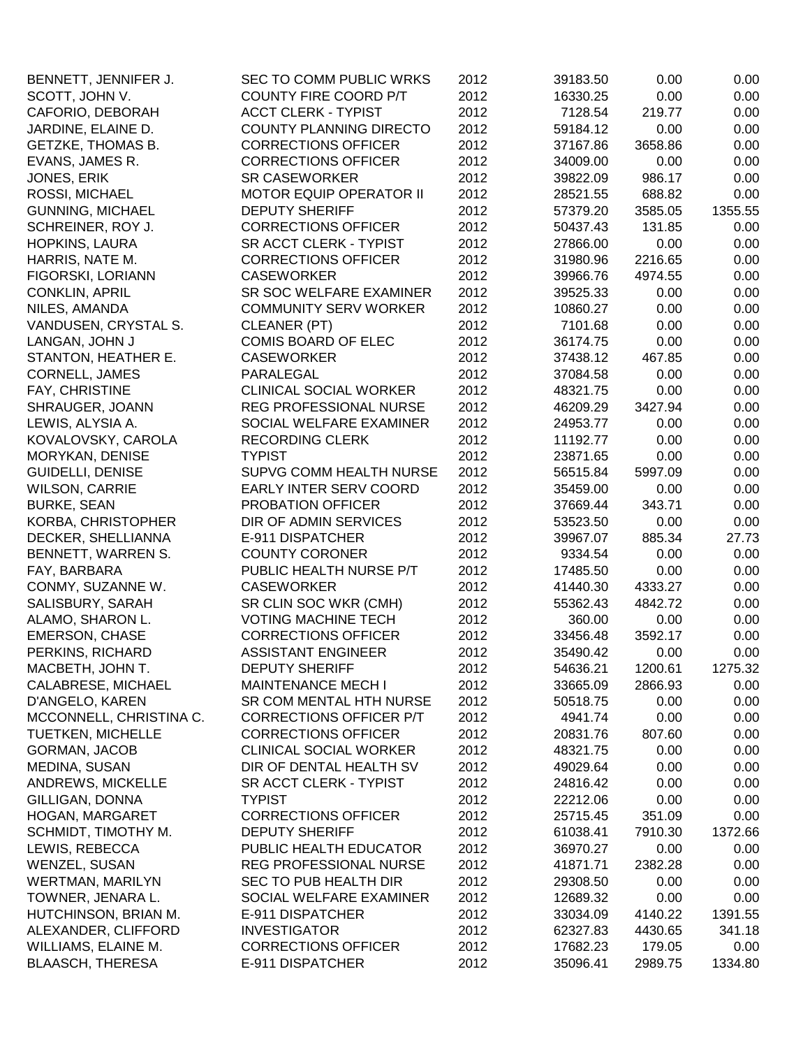| | | | | | |
|---|---|---|---|---|---|
| BENNETT, JENNIFER J. | SEC TO COMM PUBLIC WRKS | 2012 | 39183.50 | 0.00 | 0.00 |
| SCOTT, JOHN V. | COUNTY FIRE COORD P/T | 2012 | 16330.25 | 0.00 | 0.00 |
| CAFORIO, DEBORAH | ACCT CLERK - TYPIST | 2012 | 7128.54 | 219.77 | 0.00 |
| JARDINE, ELAINE D. | COUNTY PLANNING DIRECTO | 2012 | 59184.12 | 0.00 | 0.00 |
| GETZKE, THOMAS B. | CORRECTIONS OFFICER | 2012 | 37167.86 | 3658.86 | 0.00 |
| EVANS, JAMES R. | CORRECTIONS OFFICER | 2012 | 34009.00 | 0.00 | 0.00 |
| JONES, ERIK | SR CASEWORKER | 2012 | 39822.09 | 986.17 | 0.00 |
| ROSSI, MICHAEL | MOTOR EQUIP OPERATOR II | 2012 | 28521.55 | 688.82 | 0.00 |
| GUNNING, MICHAEL | DEPUTY SHERIFF | 2012 | 57379.20 | 3585.05 | 1355.55 |
| SCHREINER, ROY J. | CORRECTIONS OFFICER | 2012 | 50437.43 | 131.85 | 0.00 |
| HOPKINS, LAURA | SR ACCT CLERK - TYPIST | 2012 | 27866.00 | 0.00 | 0.00 |
| HARRIS, NATE M. | CORRECTIONS OFFICER | 2012 | 31980.96 | 2216.65 | 0.00 |
| FIGORSKI, LORIANN | CASEWORKER | 2012 | 39966.76 | 4974.55 | 0.00 |
| CONKLIN, APRIL | SR SOC WELFARE EXAMINER | 2012 | 39525.33 | 0.00 | 0.00 |
| NILES, AMANDA | COMMUNITY SERV WORKER | 2012 | 10860.27 | 0.00 | 0.00 |
| VANDUSEN, CRYSTAL S. | CLEANER (PT) | 2012 | 7101.68 | 0.00 | 0.00 |
| LANGAN, JOHN J | COMIS BOARD OF ELEC | 2012 | 36174.75 | 0.00 | 0.00 |
| STANTON, HEATHER E. | CASEWORKER | 2012 | 37438.12 | 467.85 | 0.00 |
| CORNELL, JAMES | PARALEGAL | 2012 | 37084.58 | 0.00 | 0.00 |
| FAY, CHRISTINE | CLINICAL SOCIAL WORKER | 2012 | 48321.75 | 0.00 | 0.00 |
| SHRAUGER, JOANN | REG PROFESSIONAL NURSE | 2012 | 46209.29 | 3427.94 | 0.00 |
| LEWIS, ALYSIA A. | SOCIAL WELFARE EXAMINER | 2012 | 24953.77 | 0.00 | 0.00 |
| KOVALOVSKY, CAROLA | RECORDING CLERK | 2012 | 11192.77 | 0.00 | 0.00 |
| MORYKAN, DENISE | TYPIST | 2012 | 23871.65 | 0.00 | 0.00 |
| GUIDELLI, DENISE | SUPVG COMM HEALTH NURSE | 2012 | 56515.84 | 5997.09 | 0.00 |
| WILSON, CARRIE | EARLY INTER SERV COORD | 2012 | 35459.00 | 0.00 | 0.00 |
| BURKE, SEAN | PROBATION OFFICER | 2012 | 37669.44 | 343.71 | 0.00 |
| KORBA, CHRISTOPHER | DIR OF ADMIN SERVICES | 2012 | 53523.50 | 0.00 | 0.00 |
| DECKER, SHELLIANNA | E-911 DISPATCHER | 2012 | 39967.07 | 885.34 | 27.73 |
| BENNETT, WARREN S. | COUNTY CORONER | 2012 | 9334.54 | 0.00 | 0.00 |
| FAY, BARBARA | PUBLIC HEALTH NURSE P/T | 2012 | 17485.50 | 0.00 | 0.00 |
| CONMY, SUZANNE W. | CASEWORKER | 2012 | 41440.30 | 4333.27 | 0.00 |
| SALISBURY, SARAH | SR CLIN SOC WKR (CMH) | 2012 | 55362.43 | 4842.72 | 0.00 |
| ALAMO, SHARON L. | VOTING MACHINE TECH | 2012 | 360.00 | 0.00 | 0.00 |
| EMERSON, CHASE | CORRECTIONS OFFICER | 2012 | 33456.48 | 3592.17 | 0.00 |
| PERKINS, RICHARD | ASSISTANT ENGINEER | 2012 | 35490.42 | 0.00 | 0.00 |
| MACBETH, JOHN T. | DEPUTY SHERIFF | 2012 | 54636.21 | 1200.61 | 1275.32 |
| CALABRESE, MICHAEL | MAINTENANCE MECH I | 2012 | 33665.09 | 2866.93 | 0.00 |
| D'ANGELO, KAREN | SR COM MENTAL HTH NURSE | 2012 | 50518.75 | 0.00 | 0.00 |
| MCCONNELL, CHRISTINA C. | CORRECTIONS OFFICER P/T | 2012 | 4941.74 | 0.00 | 0.00 |
| TUETKEN, MICHELLE | CORRECTIONS OFFICER | 2012 | 20831.76 | 807.60 | 0.00 |
| GORMAN, JACOB | CLINICAL SOCIAL WORKER | 2012 | 48321.75 | 0.00 | 0.00 |
| MEDINA, SUSAN | DIR OF DENTAL HEALTH SV | 2012 | 49029.64 | 0.00 | 0.00 |
| ANDREWS, MICKELLE | SR ACCT CLERK - TYPIST | 2012 | 24816.42 | 0.00 | 0.00 |
| GILLIGAN, DONNA | TYPIST | 2012 | 22212.06 | 0.00 | 0.00 |
| HOGAN, MARGARET | CORRECTIONS OFFICER | 2012 | 25715.45 | 351.09 | 0.00 |
| SCHMIDT, TIMOTHY M. | DEPUTY SHERIFF | 2012 | 61038.41 | 7910.30 | 1372.66 |
| LEWIS, REBECCA | PUBLIC HEALTH EDUCATOR | 2012 | 36970.27 | 0.00 | 0.00 |
| WENZEL, SUSAN | REG PROFESSIONAL NURSE | 2012 | 41871.71 | 2382.28 | 0.00 |
| WERTMAN, MARILYN | SEC TO PUB HEALTH DIR | 2012 | 29308.50 | 0.00 | 0.00 |
| TOWNER, JENARA L. | SOCIAL WELFARE EXAMINER | 2012 | 12689.32 | 0.00 | 0.00 |
| HUTCHINSON, BRIAN M. | E-911 DISPATCHER | 2012 | 33034.09 | 4140.22 | 1391.55 |
| ALEXANDER, CLIFFORD | INVESTIGATOR | 2012 | 62327.83 | 4430.65 | 341.18 |
| WILLIAMS, ELAINE M. | CORRECTIONS OFFICER | 2012 | 17682.23 | 179.05 | 0.00 |
| BLAASCH, THERESA | E-911 DISPATCHER | 2012 | 35096.41 | 2989.75 | 1334.80 |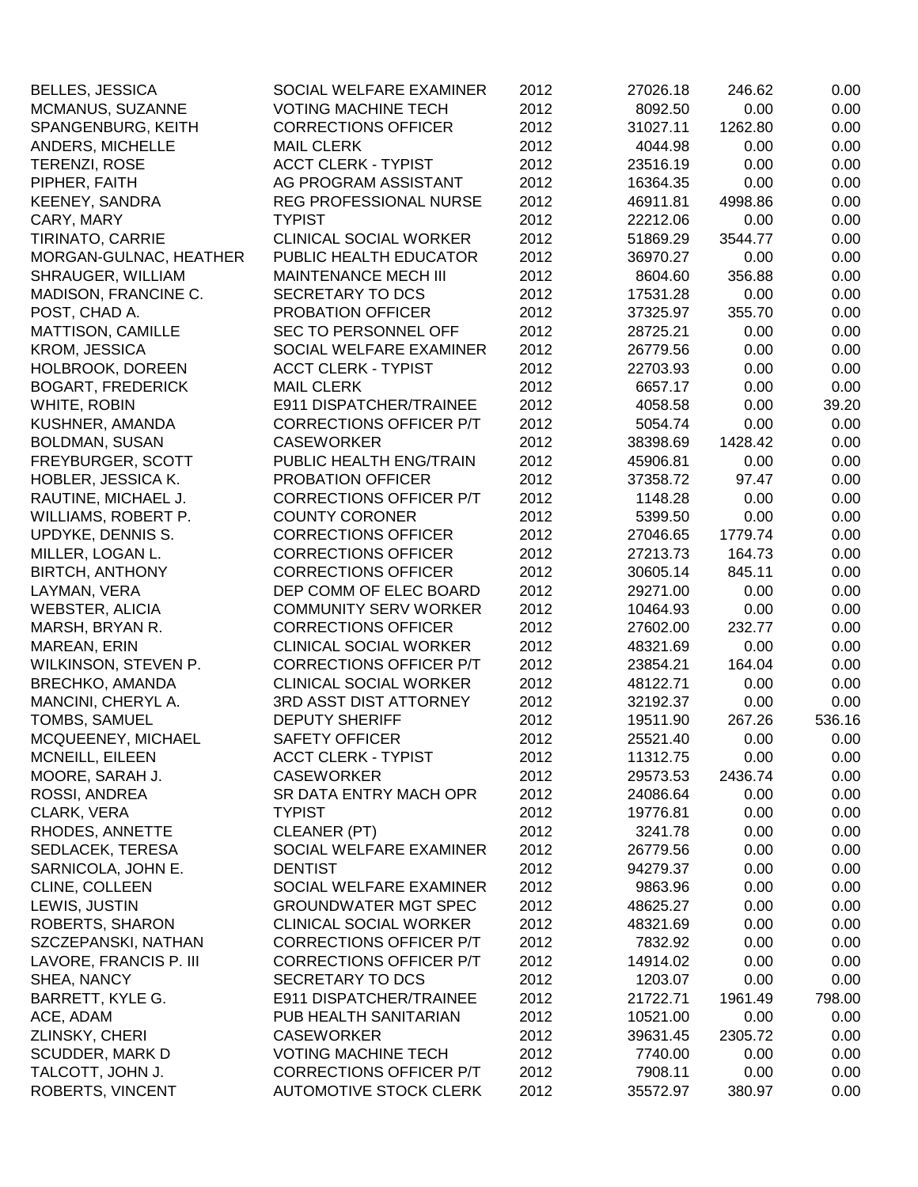| | | | | | |
|---|---|---|---|---|---|
| BELLES, JESSICA | SOCIAL WELFARE EXAMINER | 2012 | 27026.18 | 246.62 | 0.00 |
| MCMANUS, SUZANNE | VOTING MACHINE TECH | 2012 | 8092.50 | 0.00 | 0.00 |
| SPANGENBURG, KEITH | CORRECTIONS OFFICER | 2012 | 31027.11 | 1262.80 | 0.00 |
| ANDERS, MICHELLE | MAIL CLERK | 2012 | 4044.98 | 0.00 | 0.00 |
| TERENZI, ROSE | ACCT CLERK - TYPIST | 2012 | 23516.19 | 0.00 | 0.00 |
| PIPHER, FAITH | AG PROGRAM ASSISTANT | 2012 | 16364.35 | 0.00 | 0.00 |
| KEENEY, SANDRA | REG PROFESSIONAL NURSE | 2012 | 46911.81 | 4998.86 | 0.00 |
| CARY, MARY | TYPIST | 2012 | 22212.06 | 0.00 | 0.00 |
| TIRINATO, CARRIE | CLINICAL SOCIAL WORKER | 2012 | 51869.29 | 3544.77 | 0.00 |
| MORGAN-GULNAC, HEATHER | PUBLIC HEALTH EDUCATOR | 2012 | 36970.27 | 0.00 | 0.00 |
| SHRAUGER, WILLIAM | MAINTENANCE MECH III | 2012 | 8604.60 | 356.88 | 0.00 |
| MADISON, FRANCINE C. | SECRETARY TO DCS | 2012 | 17531.28 | 0.00 | 0.00 |
| POST, CHAD A. | PROBATION OFFICER | 2012 | 37325.97 | 355.70 | 0.00 |
| MATTISON, CAMILLE | SEC TO PERSONNEL OFF | 2012 | 28725.21 | 0.00 | 0.00 |
| KROM, JESSICA | SOCIAL WELFARE EXAMINER | 2012 | 26779.56 | 0.00 | 0.00 |
| HOLBROOK, DOREEN | ACCT CLERK - TYPIST | 2012 | 22703.93 | 0.00 | 0.00 |
| BOGART, FREDERICK | MAIL CLERK | 2012 | 6657.17 | 0.00 | 0.00 |
| WHITE, ROBIN | E911 DISPATCHER/TRAINEE | 2012 | 4058.58 | 0.00 | 39.20 |
| KUSHNER, AMANDA | CORRECTIONS OFFICER P/T | 2012 | 5054.74 | 0.00 | 0.00 |
| BOLDMAN, SUSAN | CASEWORKER | 2012 | 38398.69 | 1428.42 | 0.00 |
| FREYBURGER, SCOTT | PUBLIC HEALTH ENG/TRAIN | 2012 | 45906.81 | 0.00 | 0.00 |
| HOBLER, JESSICA K. | PROBATION OFFICER | 2012 | 37358.72 | 97.47 | 0.00 |
| RAUTINE, MICHAEL J. | CORRECTIONS OFFICER P/T | 2012 | 1148.28 | 0.00 | 0.00 |
| WILLIAMS, ROBERT P. | COUNTY CORONER | 2012 | 5399.50 | 0.00 | 0.00 |
| UPDYKE, DENNIS S. | CORRECTIONS OFFICER | 2012 | 27046.65 | 1779.74 | 0.00 |
| MILLER, LOGAN L. | CORRECTIONS OFFICER | 2012 | 27213.73 | 164.73 | 0.00 |
| BIRTCH, ANTHONY | CORRECTIONS OFFICER | 2012 | 30605.14 | 845.11 | 0.00 |
| LAYMAN, VERA | DEP COMM OF ELEC BOARD | 2012 | 29271.00 | 0.00 | 0.00 |
| WEBSTER, ALICIA | COMMUNITY SERV WORKER | 2012 | 10464.93 | 0.00 | 0.00 |
| MARSH, BRYAN R. | CORRECTIONS OFFICER | 2012 | 27602.00 | 232.77 | 0.00 |
| MAREAN, ERIN | CLINICAL SOCIAL WORKER | 2012 | 48321.69 | 0.00 | 0.00 |
| WILKINSON, STEVEN P. | CORRECTIONS OFFICER P/T | 2012 | 23854.21 | 164.04 | 0.00 |
| BRECHKO, AMANDA | CLINICAL SOCIAL WORKER | 2012 | 48122.71 | 0.00 | 0.00 |
| MANCINI, CHERYL A. | 3RD ASST DIST ATTORNEY | 2012 | 32192.37 | 0.00 | 0.00 |
| TOMBS, SAMUEL | DEPUTY SHERIFF | 2012 | 19511.90 | 267.26 | 536.16 |
| MCQUEENEY, MICHAEL | SAFETY OFFICER | 2012 | 25521.40 | 0.00 | 0.00 |
| MCNEILL, EILEEN | ACCT CLERK - TYPIST | 2012 | 11312.75 | 0.00 | 0.00 |
| MOORE, SARAH J. | CASEWORKER | 2012 | 29573.53 | 2436.74 | 0.00 |
| ROSSI, ANDREA | SR DATA ENTRY MACH OPR | 2012 | 24086.64 | 0.00 | 0.00 |
| CLARK, VERA | TYPIST | 2012 | 19776.81 | 0.00 | 0.00 |
| RHODES, ANNETTE | CLEANER (PT) | 2012 | 3241.78 | 0.00 | 0.00 |
| SEDLACEK, TERESA | SOCIAL WELFARE EXAMINER | 2012 | 26779.56 | 0.00 | 0.00 |
| SARNICOLA, JOHN E. | DENTIST | 2012 | 94279.37 | 0.00 | 0.00 |
| CLINE, COLLEEN | SOCIAL WELFARE EXAMINER | 2012 | 9863.96 | 0.00 | 0.00 |
| LEWIS, JUSTIN | GROUNDWATER MGT SPEC | 2012 | 48625.27 | 0.00 | 0.00 |
| ROBERTS, SHARON | CLINICAL SOCIAL WORKER | 2012 | 48321.69 | 0.00 | 0.00 |
| SZCZEPANSKI, NATHAN | CORRECTIONS OFFICER P/T | 2012 | 7832.92 | 0.00 | 0.00 |
| LAVORE, FRANCIS P. III | CORRECTIONS OFFICER P/T | 2012 | 14914.02 | 0.00 | 0.00 |
| SHEA, NANCY | SECRETARY TO DCS | 2012 | 1203.07 | 0.00 | 0.00 |
| BARRETT, KYLE G. | E911 DISPATCHER/TRAINEE | 2012 | 21722.71 | 1961.49 | 798.00 |
| ACE, ADAM | PUB HEALTH SANITARIAN | 2012 | 10521.00 | 0.00 | 0.00 |
| ZLINSKY, CHERI | CASEWORKER | 2012 | 39631.45 | 2305.72 | 0.00 |
| SCUDDER, MARK D | VOTING MACHINE TECH | 2012 | 7740.00 | 0.00 | 0.00 |
| TALCOTT, JOHN J. | CORRECTIONS OFFICER P/T | 2012 | 7908.11 | 0.00 | 0.00 |
| ROBERTS, VINCENT | AUTOMOTIVE STOCK CLERK | 2012 | 35572.97 | 380.97 | 0.00 |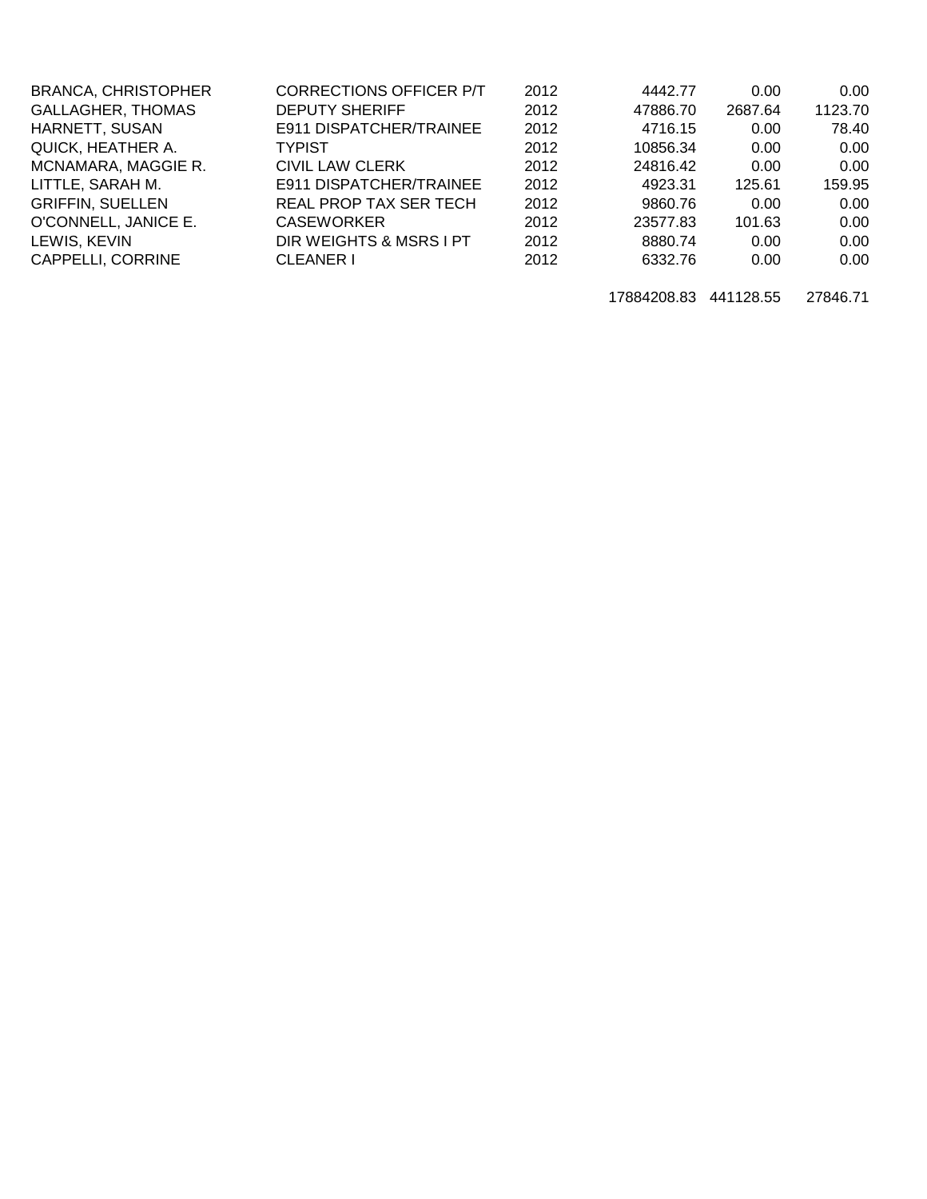| | | | | | |
|---|---|---|---|---|---|
| BRANCA, CHRISTOPHER | CORRECTIONS OFFICER P/T | 2012 | 4442.77 | 0.00 | 0.00 |
| GALLAGHER, THOMAS | DEPUTY SHERIFF | 2012 | 47886.70 | 2687.64 | 1123.70 |
| HARNETT, SUSAN | E911 DISPATCHER/TRAINEE | 2012 | 4716.15 | 0.00 | 78.40 |
| QUICK, HEATHER A. | TYPIST | 2012 | 10856.34 | 0.00 | 0.00 |
| MCNAMARA, MAGGIE R. | CIVIL LAW CLERK | 2012 | 24816.42 | 0.00 | 0.00 |
| LITTLE, SARAH M. | E911 DISPATCHER/TRAINEE | 2012 | 4923.31 | 125.61 | 159.95 |
| GRIFFIN, SUELLEN | REAL PROP TAX SER TECH | 2012 | 9860.76 | 0.00 | 0.00 |
| O'CONNELL, JANICE E. | CASEWORKER | 2012 | 23577.83 | 101.63 | 0.00 |
| LEWIS, KEVIN | DIR WEIGHTS & MSRS I PT | 2012 | 8880.74 | 0.00 | 0.00 |
| CAPPELLI, CORRINE | CLEANER I | 2012 | 6332.76 | 0.00 | 0.00 |
| | | | 17884208.83 | 441128.55 | 27846.71 |